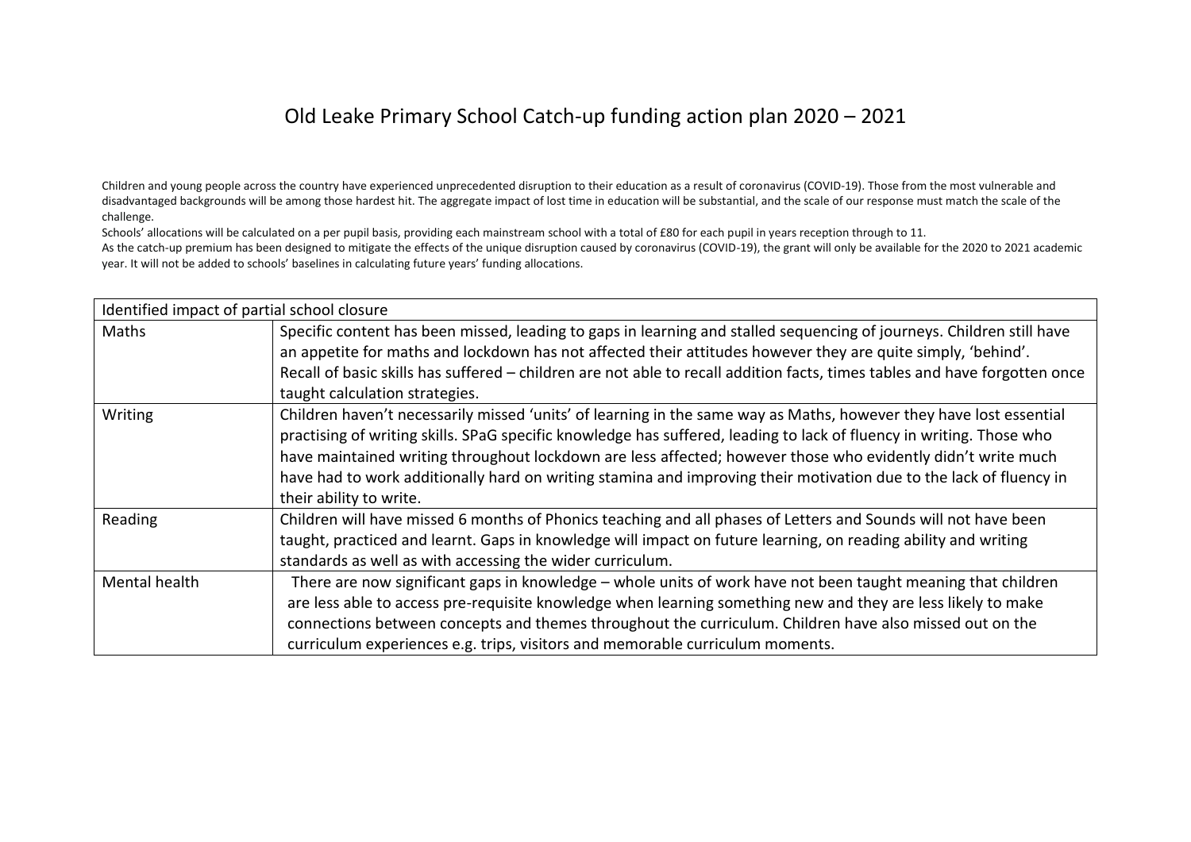# Old Leake Primary School Catch-up funding action plan 2020 – 2021

Children and young people across the country have experienced unprecedented disruption to their education as a result of coronavirus (COVID-19). Those from the most vulnerable and disadvantaged backgrounds will be among those hardest hit. The aggregate impact of lost time in education will be substantial, and the scale of our response must match the scale of the challenge.

Schools' allocations will be calculated on a per pupil basis, providing each mainstream school with a total of £80 for each pupil in years reception through to 11.

As the catch-up premium has been designed to mitigate the effects of the unique disruption caused by coronavirus (COVID-19), the grant will only be available for the 2020 to 2021 academic year. It will not be added to schools' baselines in calculating future years' funding allocations.

| Identified impact of partial school closure | |
|---|---|
| Maths | Specific content has been missed, leading to gaps in learning and stalled sequencing of journeys. Children still have an appetite for maths and lockdown has not affected their attitudes however they are quite simply, 'behind'. Recall of basic skills has suffered – children are not able to recall addition facts, times tables and have forgotten once taught calculation strategies. |
| Writing | Children haven't necessarily missed 'units' of learning in the same way as Maths, however they have lost essential practising of writing skills. SPaG specific knowledge has suffered, leading to lack of fluency in writing. Those who have maintained writing throughout lockdown are less affected; however those who evidently didn't write much have had to work additionally hard on writing stamina and improving their motivation due to the lack of fluency in their ability to write. |
| Reading | Children will have missed 6 months of Phonics teaching and all phases of Letters and Sounds will not have been taught, practiced and learnt. Gaps in knowledge will impact on future learning, on reading ability and writing standards as well as with accessing the wider curriculum. |
| Mental health | There are now significant gaps in knowledge – whole units of work have not been taught meaning that children are less able to access pre-requisite knowledge when learning something new and they are less likely to make connections between concepts and themes throughout the curriculum. Children have also missed out on the curriculum experiences e.g. trips, visitors and memorable curriculum moments. |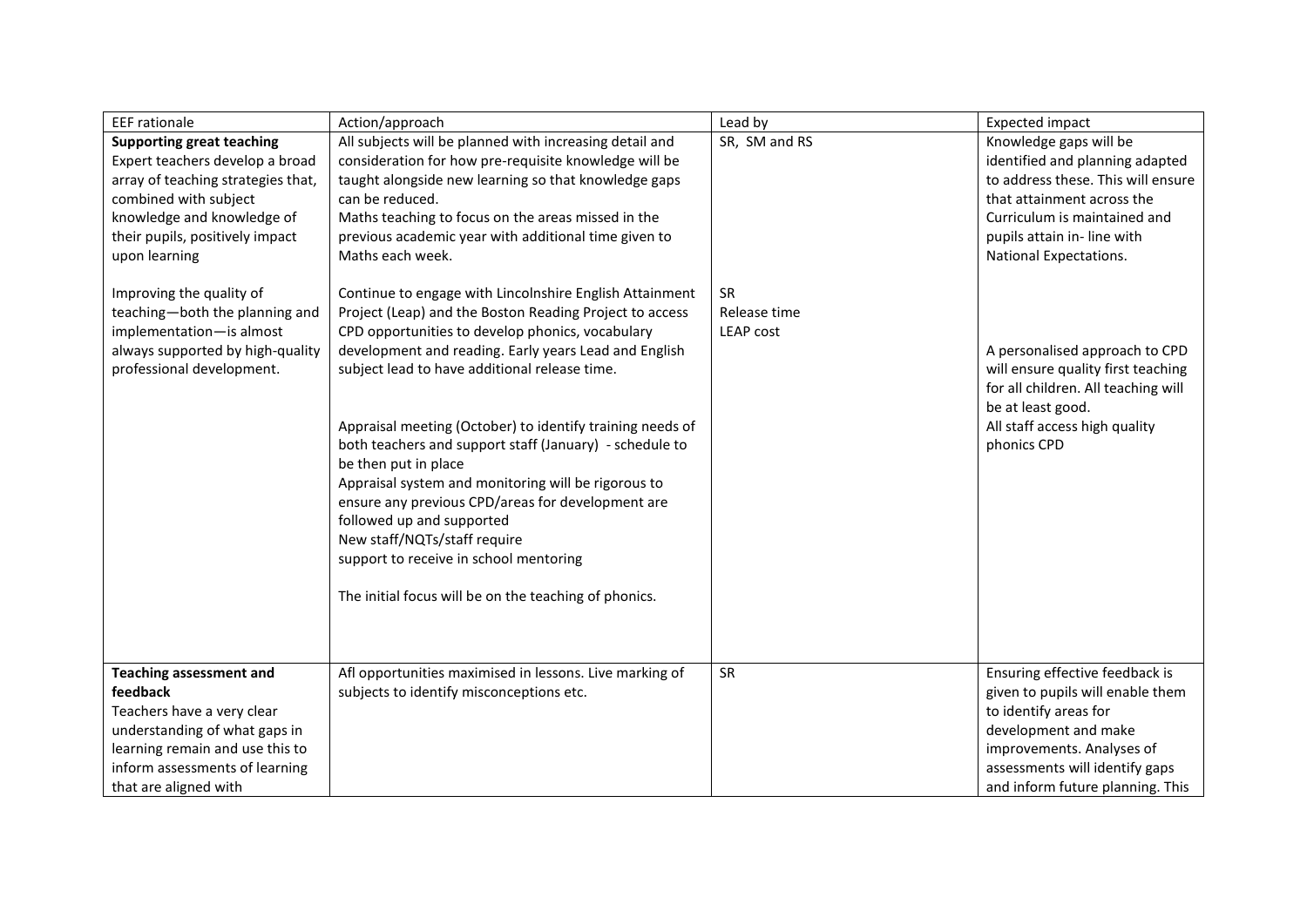| EEF rationale | Action/approach | Lead by | Expected impact |
|---|---|---|---|
| **Supporting great teaching**<br>Expert teachers develop a broad array of teaching strategies that, combined with subject knowledge and knowledge of their pupils, positively impact upon learning<br><br>Improving the quality of teaching—both the planning and implementation—is almost always supported by high-quality professional development. | All subjects will be planned with increasing detail and consideration for how pre-requisite knowledge will be taught alongside new learning so that knowledge gaps can be reduced.<br>Maths teaching to focus on the areas missed in the previous academic year with additional time given to Maths each week.<br><br>Continue to engage with Lincolnshire English Attainment Project (Leap) and the Boston Reading Project to access CPD opportunities to develop phonics, vocabulary development and reading. Early years Lead and English subject lead to have additional release time.<br><br>Appraisal meeting (October) to identify training needs of both teachers and support staff (January) - schedule to be then put in place<br>Appraisal system and monitoring will be rigorous to ensure any previous CPD/areas for development are followed up and supported<br>New staff/NQTs/staff require support to receive in school mentoring<br><br>The initial focus will be on the teaching of phonics. | SR, SM and RS<br><br>SR<br>Release time<br>LEAP cost | Knowledge gaps will be identified and planning adapted to address these. This will ensure that attainment across the Curriculum is maintained and pupils attain in- line with National Expectations.<br><br>A personalised approach to CPD will ensure quality first teaching for all children. All teaching will be at least good.<br>All staff access high quality phonics CPD |
| **Teaching assessment and feedback**<br>Teachers have a very clear understanding of what gaps in learning remain and use this to inform assessments of learning that are aligned with | Afl opportunities maximised in lessons. Live marking of subjects to identify misconceptions etc. | SR | Ensuring effective feedback is given to pupils will enable them to identify areas for development and make improvements. Analyses of assessments will identify gaps and inform future planning. This |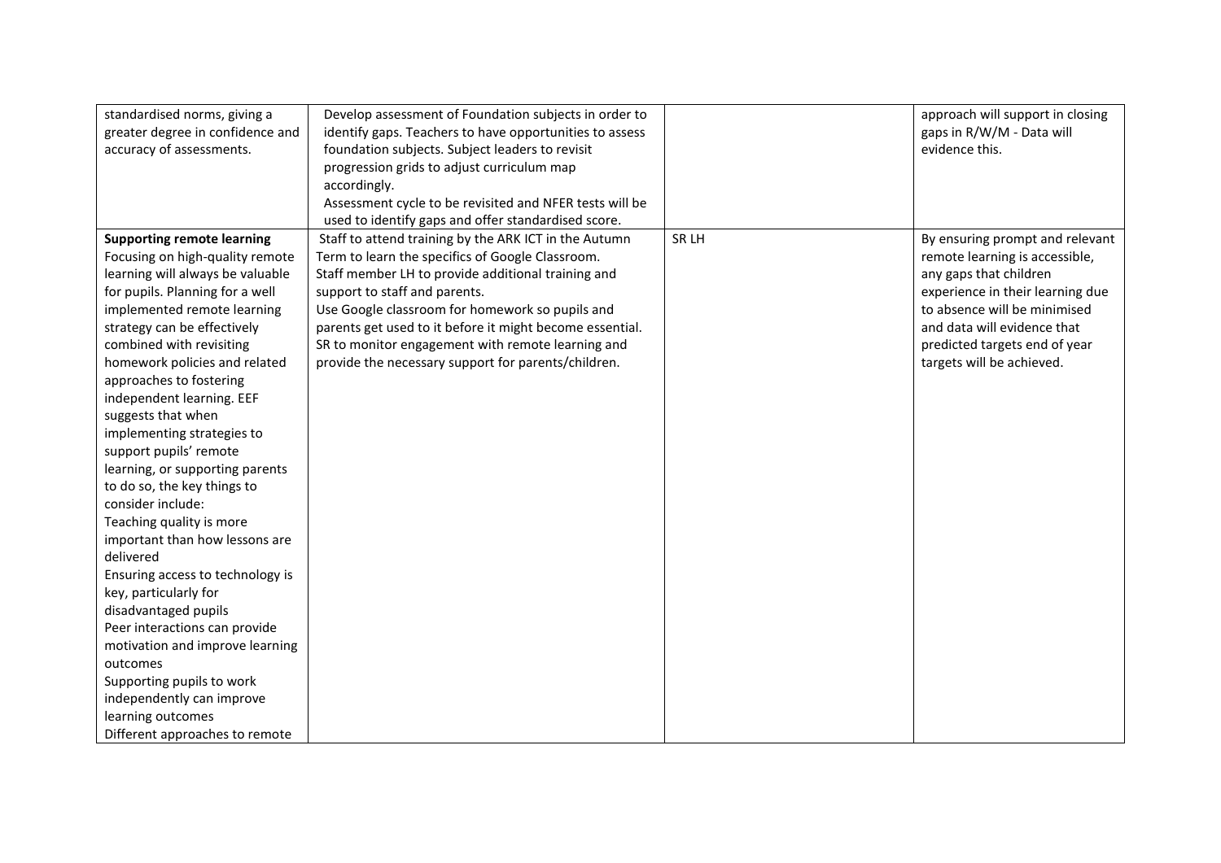| | | | |
|---|---|---|---|
| standardised norms, giving a greater degree in confidence and accuracy of assessments. | Develop assessment of Foundation subjects in order to identify gaps. Teachers to have opportunities to assess foundation subjects. Subject leaders to revisit progression grids to adjust curriculum map accordingly.<br>Assessment cycle to be revisited and NFER tests will be used to identify gaps and offer standardised score. | | approach will support in closing gaps in R/W/M - Data will evidence this. |
| **Supporting remote learning**<br>Focusing on high-quality remote learning will always be valuable for pupils. Planning for a well implemented remote learning strategy can be effectively combined with revisiting homework policies and related approaches to fostering independent learning. EEF suggests that when implementing strategies to support pupils' remote learning, or supporting parents to do so, the key things to consider include:<br>Teaching quality is more important than how lessons are delivered<br>Ensuring access to technology is key, particularly for disadvantaged pupils<br>Peer interactions can provide motivation and improve learning outcomes<br>Supporting pupils to work independently can improve learning outcomes<br>Different approaches to remote | Staff to attend training by the ARK ICT in the Autumn Term to learn the specifics of Google Classroom.<br>Staff member LH to provide additional training and support to staff and parents.<br>Use Google classroom for homework so pupils and parents get used to it before it might become essential.<br>SR to monitor engagement with remote learning and provide the necessary support for parents/children. | SR LH | By ensuring prompt and relevant remote learning is accessible, any gaps that children experience in their learning due to absence will be minimised and data will evidence that predicted targets end of year targets will be achieved. |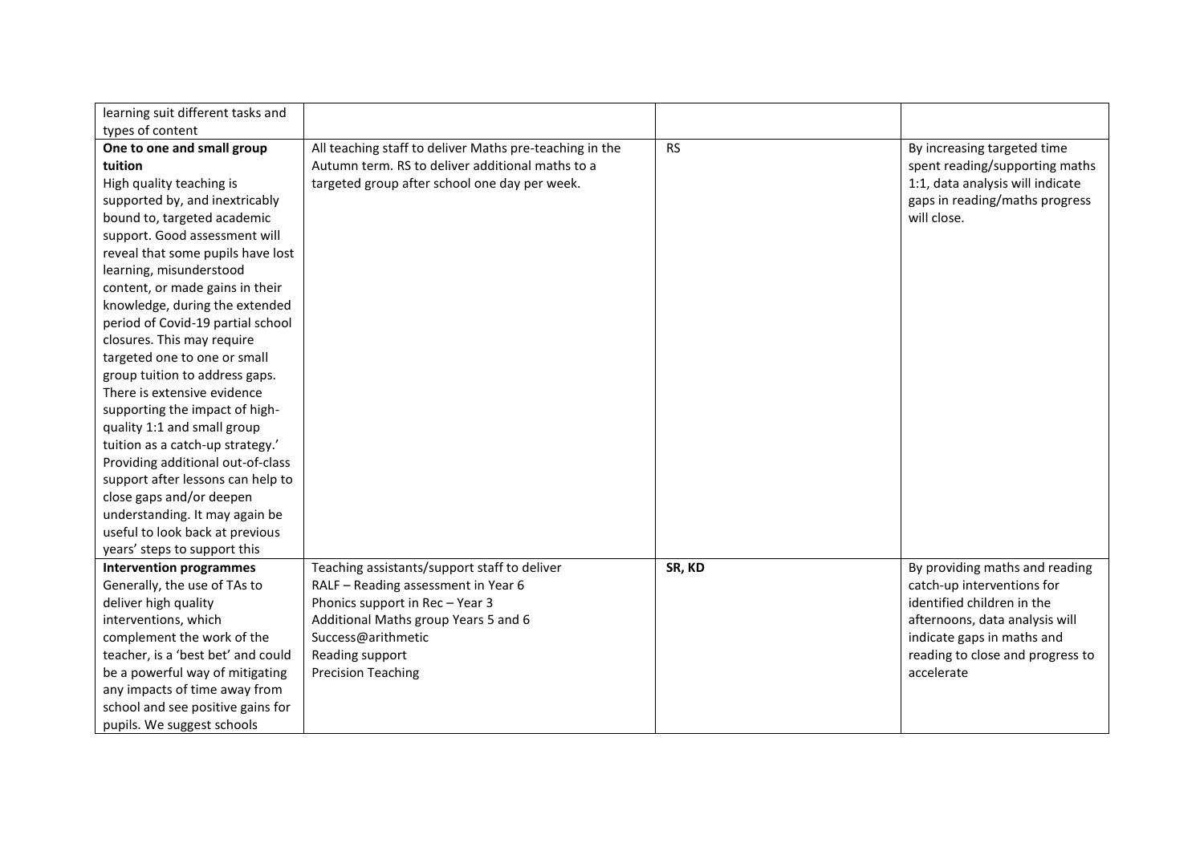| | | | |
|---|---|---|---|
| learning suit different tasks and types of content | | | |
| **One to one and small group tuition** High quality teaching is supported by, and inextricably bound to, targeted academic support. Good assessment will reveal that some pupils have lost learning, misunderstood content, or made gains in their knowledge, during the extended period of Covid-19 partial school closures. This may require targeted one to one or small group tuition to address gaps. There is extensive evidence supporting the impact of high-quality 1:1 and small group tuition as a catch-up strategy.' Providing additional out-of-class support after lessons can help to close gaps and/or deepen understanding. It may again be useful to look back at previous years' steps to support this | All teaching staff to deliver Maths pre-teaching in the Autumn term. RS to deliver additional maths to a targeted group after school one day per week. | RS | By increasing targeted time spent reading/supporting maths 1:1, data analysis will indicate gaps in reading/maths progress will close. |
| **Intervention programmes** Generally, the use of TAs to deliver high quality interventions, which complement the work of the teacher, is a 'best bet' and could be a powerful way of mitigating any impacts of time away from school and see positive gains for pupils. We suggest schools | Teaching assistants/support staff to deliver<br>RALF – Reading assessment in Year 6<br>Phonics support in Rec – Year 3<br>Additional Maths group Years 5 and 6<br>Success@arithmetic<br>Reading support<br>Precision Teaching | **SR, KD** | By providing maths and reading catch-up interventions for identified children in the afternoons, data analysis will indicate gaps in maths and reading to close and progress to accelerate |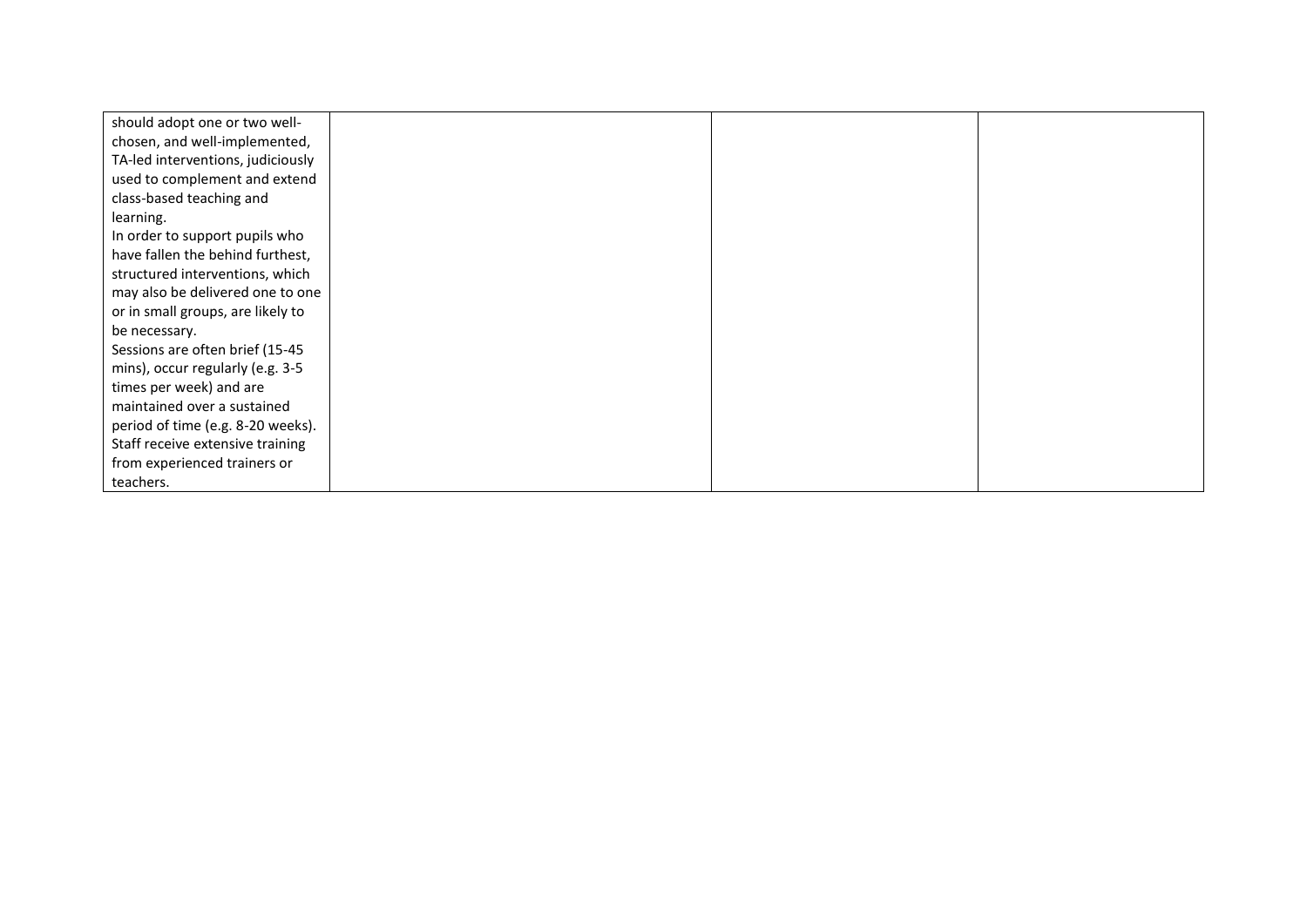| | | | |
|---|---|---|---|
| should adopt one or two well-chosen, and well-implemented, TA-led interventions, judiciously used to complement and extend class-based teaching and learning.<br>In order to support pupils who have fallen the behind furthest, structured interventions, which may also be delivered one to one or in small groups, are likely to be necessary.<br>Sessions are often brief (15-45 mins), occur regularly (e.g. 3-5 times per week) and are maintained over a sustained period of time (e.g. 8-20 weeks).<br>Staff receive extensive training from experienced trainers or teachers. | | | |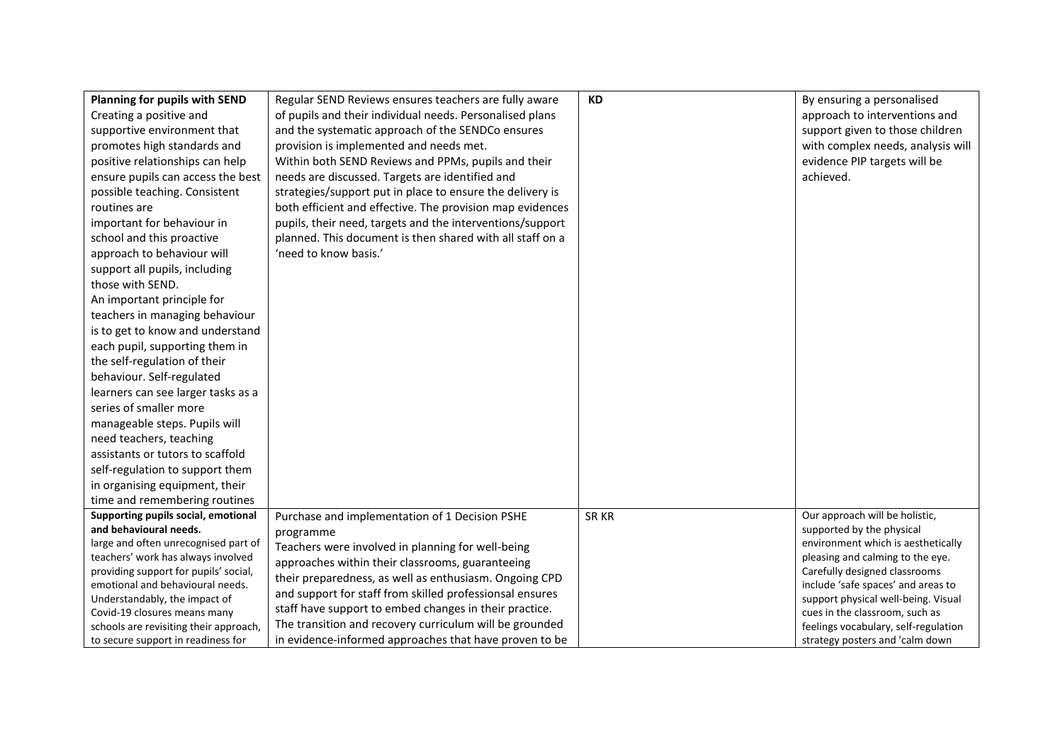| | | | |
|---|---|---|---|
| **Planning for pupils with SEND** Creating a positive and supportive environment that promotes high standards and positive relationships can help ensure pupils can access the best possible teaching. Consistent routines are important for behaviour in school and this proactive approach to behaviour will support all pupils, including those with SEND. An important principle for teachers in managing behaviour is to get to know and understand each pupil, supporting them in the self-regulation of their behaviour. Self-regulated learners can see larger tasks as a series of smaller more manageable steps. Pupils will need teachers, teaching assistants or tutors to scaffold self-regulation to support them in organising equipment, their time and remembering routines | Regular SEND Reviews ensures teachers are fully aware of pupils and their individual needs. Personalised plans and the systematic approach of the SENDCo ensures provision is implemented and needs met. Within both SEND Reviews and PPMs, pupils and their needs are discussed. Targets are identified and strategies/support put in place to ensure the delivery is both efficient and effective. The provision map evidences pupils, their need, targets and the interventions/support planned. This document is then shared with all staff on a 'need to know basis.' | **KD** | By ensuring a personalised approach to interventions and support given to those children with complex needs, analysis will evidence PIP targets will be achieved. |
| **Supporting pupils social, emotional and behavioural needs.** large and often unrecognised part of teachers' work has always involved providing support for pupils' social, emotional and behavioural needs. Understandably, the impact of Covid-19 closures means many schools are revisiting their approach, to secure support in readiness for | Purchase and implementation of 1 Decision PSHE programme Teachers were involved in planning for well-being approaches within their classrooms, guaranteeing their preparedness, as well as enthusiasm. Ongoing CPD and support for staff from skilled professionsal ensures staff have support to embed changes in their practice. The transition and recovery curriculum will be grounded in evidence-informed approaches that have proven to be | SR KR | Our approach will be holistic, supported by the physical environment which is aesthetically pleasing and calming to the eye. Carefully designed classrooms include 'safe spaces' and areas to support physical well-being. Visual cues in the classroom, such as feelings vocabulary, self-regulation strategy posters and 'calm down |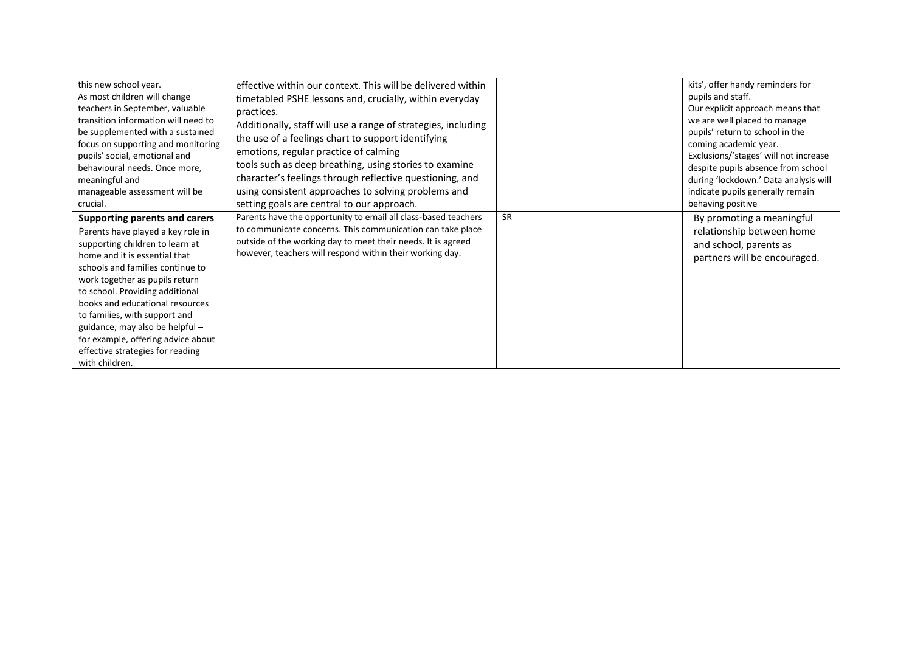| | | | |
|---|---|---|---|
| this new school year. As most children will change teachers in September, valuable transition information will need to be supplemented with a sustained focus on supporting and monitoring pupils' social, emotional and behavioural needs. Once more, meaningful and manageable assessment will be crucial. | effective within our context. This will be delivered within timetabled PSHE lessons and, crucially, within everyday practices. Additionally, staff will use a range of strategies, including the use of a feelings chart to support identifying emotions, regular practice of calming tools such as deep breathing, using stories to examine character's feelings through reflective questioning, and using consistent approaches to solving problems and setting goals are central to our approach. | | kits', offer handy reminders for pupils and staff. Our explicit approach means that we are well placed to manage pupils' return to school in the coming academic year. Exclusions/'stages' will not increase despite pupils absence from school during 'lockdown.' Data analysis will indicate pupils generally remain behaving positive |
| **Supporting parents and carers** Parents have played a key role in supporting children to learn at home and it is essential that schools and families continue to work together as pupils return to school. Providing additional books and educational resources to families, with support and guidance, may also be helpful – for example, offering advice about effective strategies for reading with children. | Parents have the opportunity to email all class-based teachers to communicate concerns. This communication can take place outside of the working day to meet their needs. It is agreed however, teachers will respond within their working day. | SR | By promoting a meaningful relationship between home and school, parents as partners will be encouraged. |